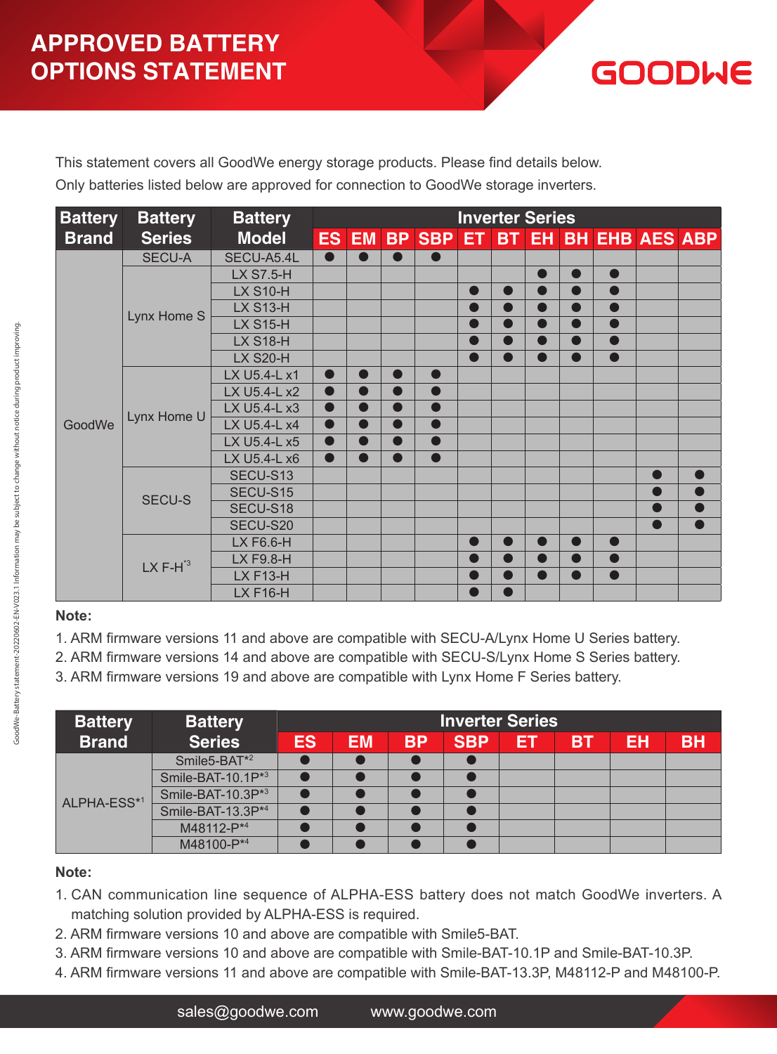# APPROVED BATTERY OPTIONS STATEMENT

GOODWE

This statement covers all GoodWe energy storage products. Please find details below.

Only batteries listed below are approved for connection to GoodWe storage inverters.

| Battery Brand | Battery Series | Battery Model | Inverter Series | | | | | | | | | | |
|---|---|---|---|---|---|---|---|---|---|---|---|---|---|
| | | | ES | EM | BP | SBP | ET | BT | EH | BH | EHB | AES | ABP |
| GoodWe | SECU-A | SECU-A5.4L | ● | ● | ● | ● | | | | | | | |
| | Lynx Home S | LX S7.5-H | | | | | | | ● | ● | ● | | |
| | | LX S10-H | | | | | ● | ● | ● | ● | ● | | |
| | | LX S13-H | | | | | ● | ● | ● | ● | ● | | |
| | | LX S15-H | | | | | ● | ● | ● | ● | ● | | |
| | | LX S18-H | | | | | ● | ● | ● | ● | ● | | |
| | | LX S20-H | | | | | ● | ● | ● | ● | ● | | |
| | Lynx Home U | LX U5.4-L x1 | ● | ● | ● | ● | | | | | | | |
| | | LX U5.4-L x2 | ● | ● | ● | ● | | | | | | | |
| | | LX U5.4-L x3 | ● | ● | ● | ● | | | | | | | |
| | | LX U5.4-L x4 | ● | ● | ● | ● | | | | | | | |
| | | LX U5.4-L x5 | ● | ● | ● | ● | | | | | | | |
| | | LX U5.4-L x6 | ● | ● | ● | ● | | | | | | | |
| | SECU-S | SECU-S13 | | | | | | | | | | ● | ● |
| | | SECU-S15 | | | | | | | | | | ● | ● |
| | | SECU-S18 | | | | | | | | | | ● | ● |
| | | SECU-S20 | | | | | | | | | | ● | ● |
| | LX F-H*3 | LX F6.6-H | | | | | ● | ● | ● | ● | ● | | |
| | | LX F9.8-H | | | | | ● | ● | ● | ● | ● | | |
| | | LX F13-H | | | | | ● | ● | ● | ● | ● | | |
| | | LX F16-H | | | | | ● | ● | | | | | |

**Note:**

1. ARM firmware versions 11 and above are compatible with SECU-A/Lynx Home U Series battery.
2. ARM firmware versions 14 and above are compatible with SECU-S/Lynx Home S Series battery.
3. ARM firmware versions 19 and above are compatible with Lynx Home F Series battery.

| Battery Brand | Battery Series | Inverter Series | | | | | | | |
|---|---|---|---|---|---|---|---|---|---|
| | | ES | EM | BP | SBP | ET | BT | EH | BH |
| ALPHA-ESS*1 | Smile5-BAT*2 | ● | ● | ● | ● | | | | |
| | Smile-BAT-10.1P*3 | ● | ● | ● | ● | | | | |
| | Smile-BAT-10.3P*3 | ● | ● | ● | ● | | | | |
| | Smile-BAT-13.3P*4 | ● | ● | ● | ● | | | | |
| | M48112-P*4 | ● | ● | ● | ● | | | | |
| | M48100-P*4 | ● | ● | ● | ● | | | | |

**Note:**

1. CAN communication line sequence of ALPHA-ESS battery does not match GoodWe inverters. A matching solution provided by ALPHA-ESS is required.
2. ARM firmware versions 10 and above are compatible with Smile5-BAT.
3. ARM firmware versions 10 and above are compatible with Smile-BAT-10.1P and Smile-BAT-10.3P.
4. ARM firmware versions 11 and above are compatible with Smile-BAT-13.3P, M48112-P and M48100-P.

sales@goodwe.com www.goodwe.com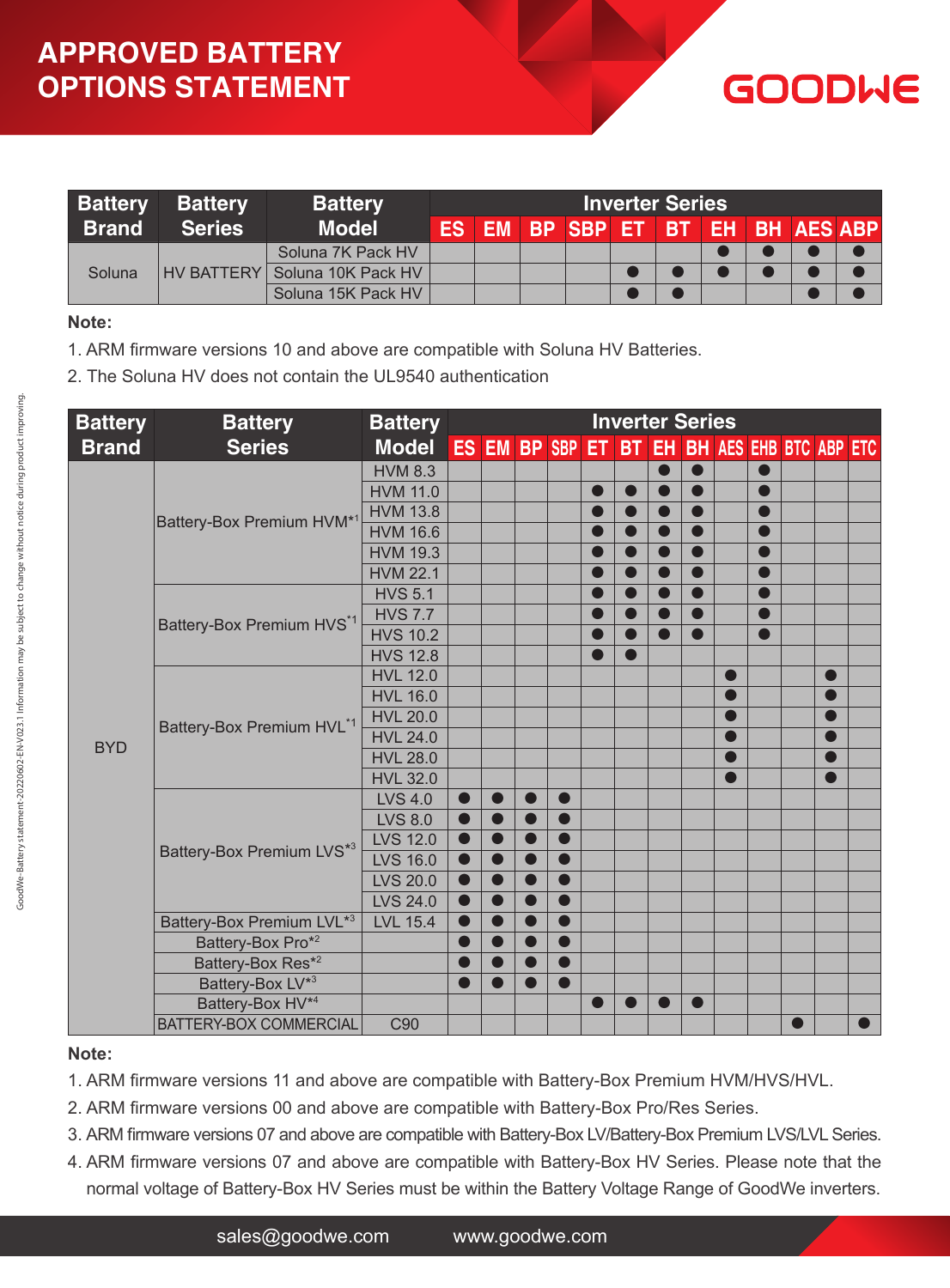# APPROVED BATTERY OPTIONS STATEMENT

GOODWE

| Battery Brand | Battery Series | Battery Model | Inverter Series | | | | | | | | | |
|---|---|---|---|---|---|---|---|---|---|---|---|---|
| | | | ES | EM | BP | SBP | ET | BT | EH | BH | AES | ABP |
| Soluna | HV BATTERY | Soluna 7K Pack HV | | | | | | | ● | ● | ● | ● |
| | | Soluna 10K Pack HV | | | | | ● | ● | ● | ● | ● | ● |
| | | Soluna 15K Pack HV | | | | | ● | ● | | | ● | ● |

**Note:**

1. ARM firmware versions 10 and above are compatible with Soluna HV Batteries.
2. The Soluna HV does not contain the UL9540 authentication

| Battery Brand | Battery Series | Battery Model | Inverter Series | | | | | | | | | | | | |
|---|---|---|---|---|---|---|---|---|---|---|---|---|---|---|---|
| | | | ES | EM | BP | SBP | ET | BT | EH | BH | AES | EHB | BTC | ABP | ETC |
| BYD | Battery-Box Premium HVM*1 | HVM 8.3 | | | | | | | ● | ● | | ● | | | |
| | | HVM 11.0 | | | | | ● | ● | ● | ● | | ● | | | |
| | | HVM 13.8 | | | | | ● | ● | ● | ● | | ● | | | |
| | | HVM 16.6 | | | | | ● | ● | ● | ● | | ● | | | |
| | | HVM 19.3 | | | | | ● | ● | ● | ● | | ● | | | |
| | | HVM 22.1 | | | | | ● | ● | ● | ● | | ● | | | |
| | Battery-Box Premium HVS*1 | HVS 5.1 | | | | | ● | ● | ● | ● | | ● | | | |
| | | HVS 7.7 | | | | | ● | ● | ● | ● | | ● | | | |
| | | HVS 10.2 | | | | | ● | ● | ● | ● | | ● | | | |
| | | HVS 12.8 | | | | | ● | ● | | | | | | | |
| | Battery-Box Premium HVL*1 | HVL 12.0 | | | | | | | | | ● | | | ● | |
| | | HVL 16.0 | | | | | | | | | ● | | | ● | |
| | | HVL 20.0 | | | | | | | | | ● | | | ● | |
| | | HVL 24.0 | | | | | | | | | ● | | | ● | |
| | | HVL 28.0 | | | | | | | | | ● | | | ● | |
| | | HVL 32.0 | | | | | | | | | ● | | | ● | |
| | Battery-Box Premium LVS*3 | LVS 4.0 | ● | ● | ● | ● | | | | | | | | | |
| | | LVS 8.0 | ● | ● | ● | ● | | | | | | | | | |
| | | LVS 12.0 | ● | ● | ● | ● | | | | | | | | | |
| | | LVS 16.0 | ● | ● | ● | ● | | | | | | | | | |
| | | LVS 20.0 | ● | ● | ● | ● | | | | | | | | | |
| | | LVS 24.0 | ● | ● | ● | ● | | | | | | | | | |
| | Battery-Box Premium LVL*3 | LVL 15.4 | ● | ● | ● | ● | | | | | | | | | |
| | Battery-Box Pro*2 | | ● | ● | ● | ● | | | | | | | | | |
| | Battery-Box Res*2 | | ● | ● | ● | ● | | | | | | | | | |
| | Battery-Box LV*3 | | ● | ● | ● | ● | | | | | | | | | |
| | Battery-Box HV*4 | | | | | | ● | ● | ● | ● | | | | | |
| | BATTERY-BOX COMMERCIAL | C90 | | | | | | | | | | | ● | | ● |

**Note:**

1. ARM firmware versions 11 and above are compatible with Battery-Box Premium HVM/HVS/HVL.
2. ARM firmware versions 00 and above are compatible with Battery-Box Pro/Res Series.
3. ARM firmware versions 07 and above are compatible with Battery-Box LV/Battery-Box Premium LVS/LVL Series.
4. ARM firmware versions 07 and above are compatible with Battery-Box HV Series. Please note that the normal voltage of Battery-Box HV Series must be within the Battery Voltage Range of GoodWe inverters.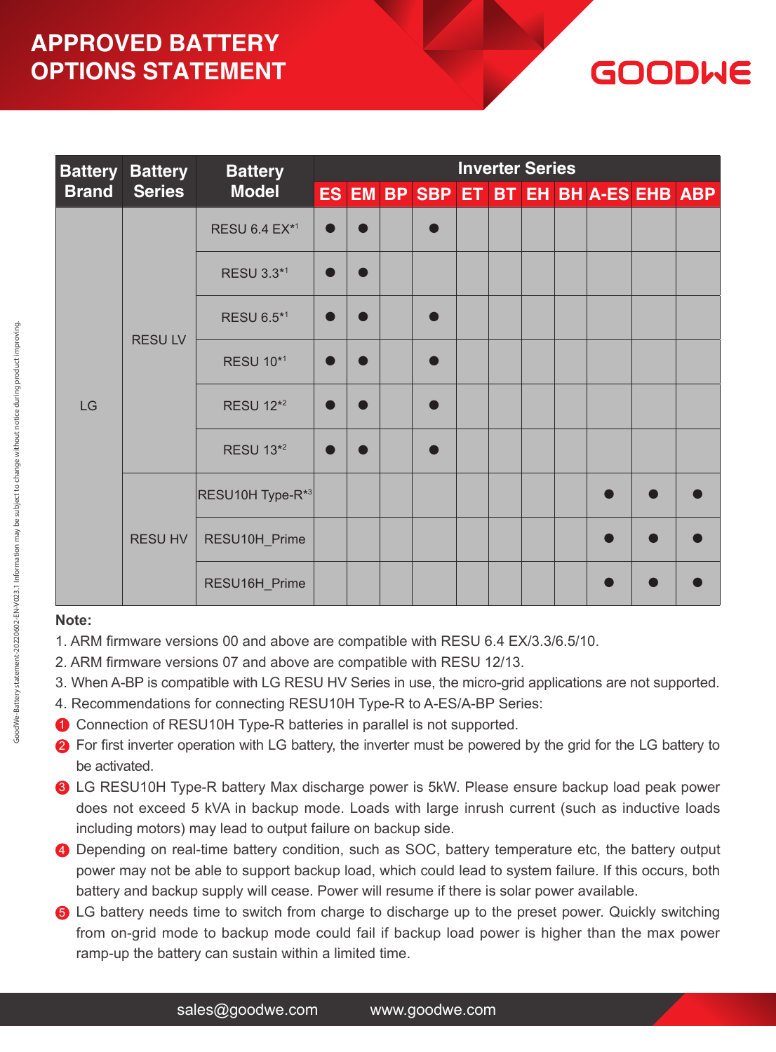# APPROVED BATTERY OPTIONS STATEMENT

GOODWE

| Battery Brand | Battery Series | Battery Model | Inverter Series | | | | | | | | | | |
|---|---|---|---|---|---|---|---|---|---|---|---|---|---|
| | | | ES | EM | BP | SBP | ET | BT | EH | BH | A-ES | EHB | ABP |
| LG | RESU LV | RESU 6.4 EX*1 | ● | ● | | ● | | | | | | | |
| | | RESU 3.3*1 | ● | ● | | | | | | | | | |
| | | RESU 6.5*1 | ● | ● | | ● | | | | | | | |
| | | RESU 10*1 | ● | ● | | ● | | | | | | | |
| | | RESU 12*2 | ● | ● | | ● | | | | | | | |
| | | RESU 13*2 | ● | ● | | ● | | | | | | | |
| | RESU HV | RESU10H Type-R*3 | | | | | | | | | ● | ● | ● |
| | | RESU10H_Prime | | | | | | | | | ● | ● | ● |
| | | RESU16H_Prime | | | | | | | | | ● | ● | ● |

**Note:**

1. ARM firmware versions 00 and above are compatible with RESU 6.4 EX/3.3/6.5/10.
2. ARM firmware versions 07 and above are compatible with RESU 12/13.
3. When A-BP is compatible with LG RESU HV Series in use, the micro-grid applications are not supported.
4. Recommendations for connecting RESU10H Type-R to A-ES/A-BP Series:

① Connection of RESU10H Type-R batteries in parallel is not supported.

② For first inverter operation with LG battery, the inverter must be powered by the grid for the LG battery to be activated.

③ LG RESU10H Type-R battery Max discharge power is 5kW. Please ensure backup load peak power does not exceed 5 kVA in backup mode. Loads with large inrush current (such as inductive loads including motors) may lead to output failure on backup side.

④ Depending on real-time battery condition, such as SOC, battery temperature etc, the battery output power may not be able to support backup load, which could lead to system failure. If this occurs, both battery and backup supply will cease. Power will resume if there is solar power available.

⑤ LG battery needs time to switch from charge to discharge up to the preset power. Quickly switching from on-grid mode to backup mode could fail if backup load power is higher than the max power ramp-up the battery can sustain within a limited time.

GoodWe-Battery statement-20220602-EN-V023.1 Information may be subject to change without notice during product improving.

sales@goodwe.com www.goodwe.com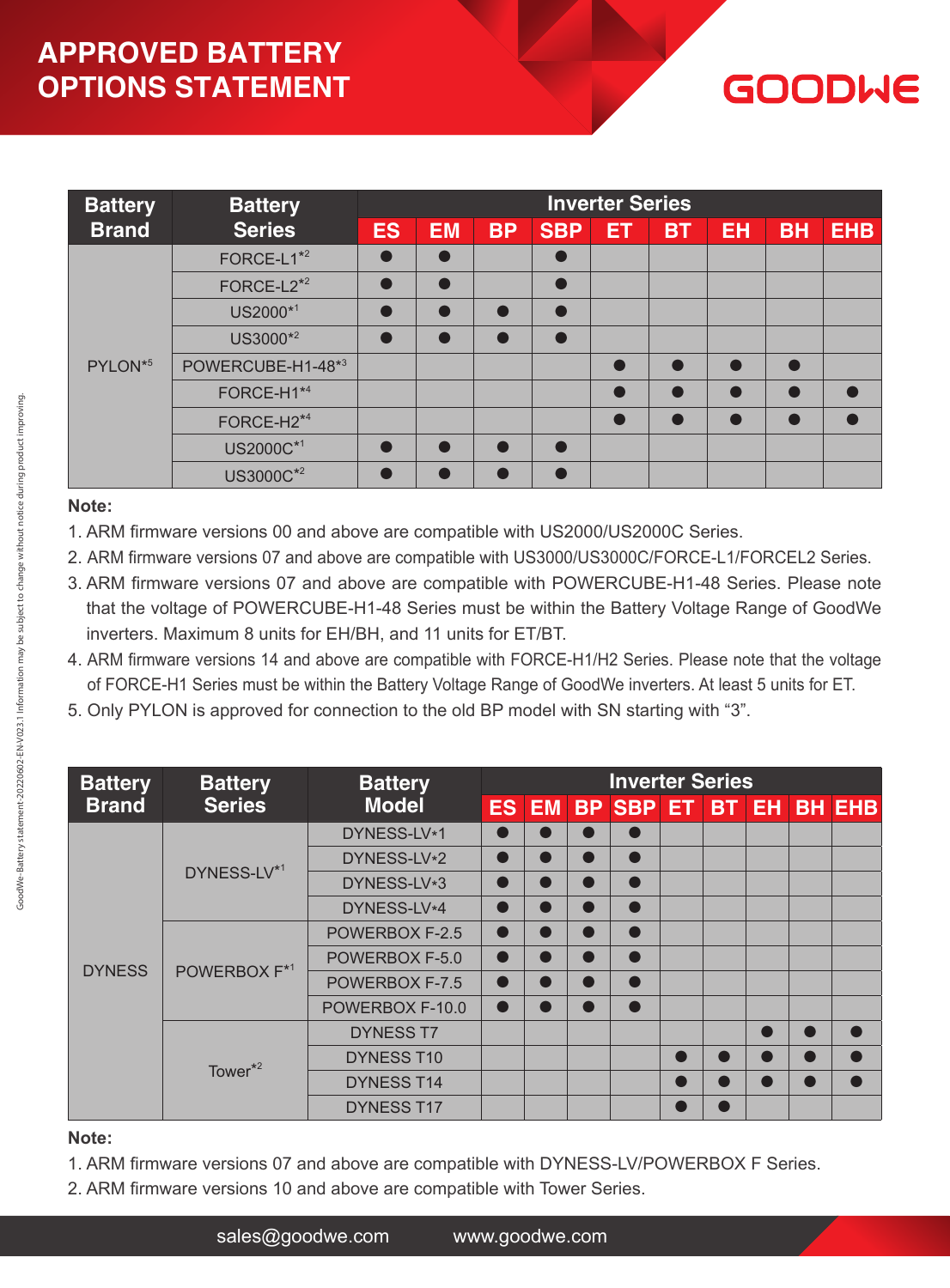# APPROVED BATTERY OPTIONS STATEMENT

GOODWE

| Battery Brand | Battery Series | Inverter Series | | | | | | | | |
|---|---|---|---|---|---|---|---|---|---|---|
| | | ES | EM | BP | SBP | ET | BT | EH | BH | EHB |
| PYLON*5 | FORCE-L1*2 | ● | ● | | ● | | | | | |
| | FORCE-L2*2 | ● | ● | | ● | | | | | |
| | US2000*1 | ● | ● | ● | ● | | | | | |
| | US3000*2 | ● | ● | ● | ● | | | | | |
| | POWERCUBE-H1-48*3 | | | | | ● | ● | ● | ● | |
| | FORCE-H1*4 | | | | | ● | ● | ● | ● | ● |
| | FORCE-H2*4 | | | | | ● | ● | ● | ● | ● |
| | US2000C*1 | ● | ● | ● | ● | | | | | |
| | US3000C*2 | ● | ● | ● | ● | | | | | |

**Note:**

1. ARM firmware versions 00 and above are compatible with US2000/US2000C Series.
2. ARM firmware versions 07 and above are compatible with US3000/US3000C/FORCE-L1/FORCEL2 Series.
3. ARM firmware versions 07 and above are compatible with POWERCUBE-H1-48 Series. Please note that the voltage of POWERCUBE-H1-48 Series must be within the Battery Voltage Range of GoodWe inverters. Maximum 8 units for EH/BH, and 11 units for ET/BT.
4. ARM firmware versions 14 and above are compatible with FORCE-H1/H2 Series. Please note that the voltage of FORCE-H1 Series must be within the Battery Voltage Range of GoodWe inverters. At least 5 units for ET.
5. Only PYLON is approved for connection to the old BP model with SN starting with “3”.

| Battery Brand | Battery Series | Battery Model | Inverter Series | | | | | | | | |
|---|---|---|---|---|---|---|---|---|---|---|---|
| | | | ES | EM | BP | SBP | ET | BT | EH | BH | EHB |
| DYNESS | DYNESS-LV*1 | DYNESS-LV*1 | ● | ● | ● | ● | | | | | |
| | | DYNESS-LV*2 | ● | ● | ● | ● | | | | | |
| | | DYNESS-LV*3 | ● | ● | ● | ● | | | | | |
| | | DYNESS-LV*4 | ● | ● | ● | ● | | | | | |
| | POWERBOX F*1 | POWERBOX F-2.5 | ● | ● | ● | ● | | | | | |
| | | POWERBOX F-5.0 | ● | ● | ● | ● | | | | | |
| | | POWERBOX F-7.5 | ● | ● | ● | ● | | | | | |
| | | POWERBOX F-10.0 | ● | ● | ● | ● | | | | | |
| | Tower*2 | DYNESS T7 | | | | | | | ● | ● | ● |
| | | DYNESS T10 | | | | | ● | ● | ● | ● | ● |
| | | DYNESS T14 | | | | | ● | ● | ● | ● | ● |
| | | DYNESS T17 | | | | | ● | ● | | | |

**Note:**

1. ARM firmware versions 07 and above are compatible with DYNESS-LV/POWERBOX F Series.
2. ARM firmware versions 10 and above are compatible with Tower Series.

sales@goodwe.com www.goodwe.com

GoodWe-Battery statement-20220602-EN-V023.1 Information may be subject to change without notice during product improving.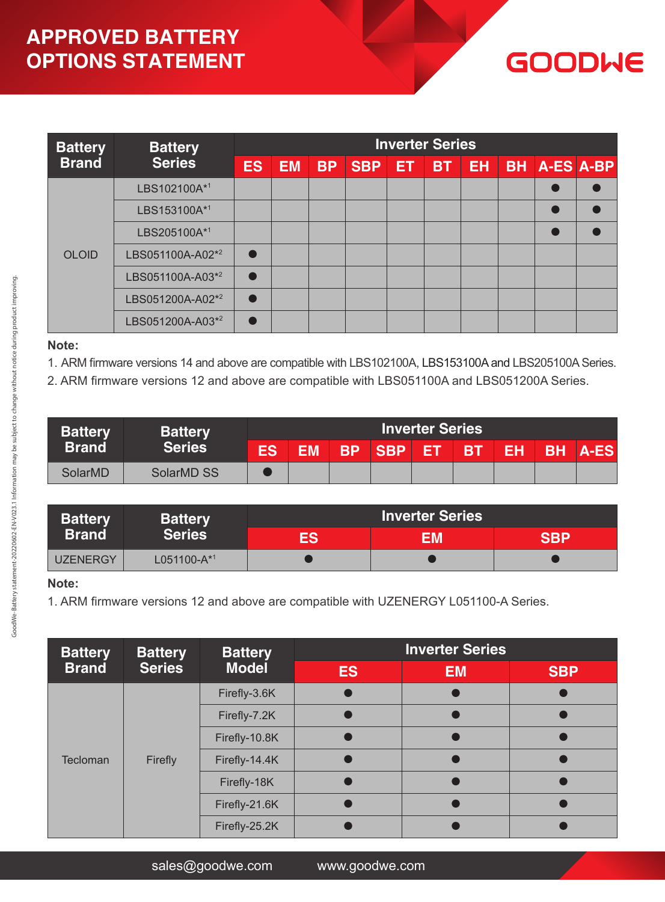# APPROVED BATTERY OPTIONS STATEMENT

GOODWE

| Battery Brand | Battery Series | Inverter Series | | | | | | | | | |
|---|---|---|---|---|---|---|---|---|---|---|---|
| | | ES | EM | BP | SBP | ET | BT | EH | BH | A-ES | A-BP |
| OLOID | LBS102100A*[1] | | | | | | | | | ● | ● |
| | LBS153100A*[1] | | | | | | | | | ● | ● |
| | LBS205100A*[1] | | | | | | | | | ● | ● |
| | LBS051100A-A02*[2] | ● | | | | | | | | | |
| | LBS051100A-A03*[2] | ● | | | | | | | | | |
| | LBS051200A-A02*[2] | ● | | | | | | | | | |
| | LBS051200A-A03*[2] | ● | | | | | | | | | |

**Note:**

1. ARM firmware versions 14 and above are compatible with LBS102100A, LBS153100A and LBS205100A Series.
2. ARM firmware versions 12 and above are compatible with LBS051100A and LBS051200A Series.

| Battery Brand | Battery Series | Inverter Series | | | | | | | | |
|---|---|---|---|---|---|---|---|---|---|---|
| | | ES | EM | BP | SBP | ET | BT | EH | BH | A-ES |
| SolarMD | SolarMD SS | ● | | | | | | | | |

| Battery Brand | Battery Series | Inverter Series | | |
|---|---|---|---|---|
| | | ES | EM | SBP |
| UZENERGY | L051100-A*[1] | ● | ● | ● |

**Note:**

1. ARM firmware versions 12 and above are compatible with UZENERGY L051100-A Series.

| Battery Brand | Battery Series | Battery Model | Inverter Series | | |
|---|---|---|---|---|---|
| | | | ES | EM | SBP |
| Tecloman | Firefly | Firefly-3.6K | ● | ● | ● |
| | | Firefly-7.2K | ● | ● | ● |
| | | Firefly-10.8K | ● | ● | ● |
| | | Firefly-14.4K | ● | ● | ● |
| | | Firefly-18K | ● | ● | ● |
| | | Firefly-21.6K | ● | ● | ● |
| | | Firefly-25.2K | ● | ● | ● |

GoodWe-Battery statement-20220602-EN-V023.1 Information may be subject to change without notice during product improving.

sales@goodwe.com www.goodwe.com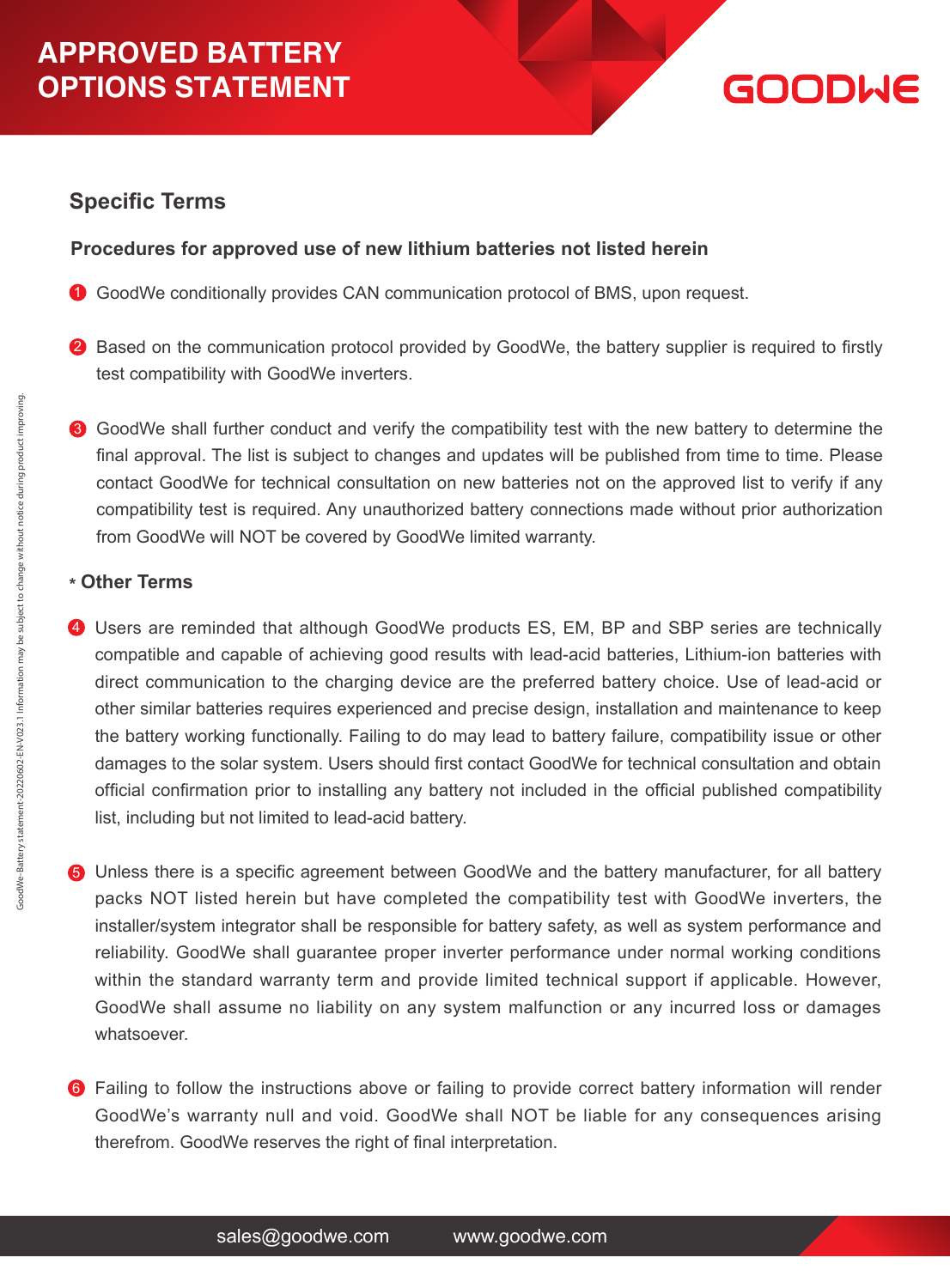# APPROVED BATTERY OPTIONS STATEMENT

GOODWE

## Specific Terms

### Procedures for approved use of new lithium batteries not listed herein

1. GoodWe conditionally provides CAN communication protocol of BMS, upon request.

2. Based on the communication protocol provided by GoodWe, the battery supplier is required to firstly test compatibility with GoodWe inverters.

3. GoodWe shall further conduct and verify the compatibility test with the new battery to determine the final approval. The list is subject to changes and updates will be published from time to time. Please contact GoodWe for technical consultation on new batteries not on the approved list to verify if any compatibility test is required. Any unauthorized battery connections made without prior authorization from GoodWe will NOT be covered by GoodWe limited warranty.

### * Other Terms

4. Users are reminded that although GoodWe products ES, EM, BP and SBP series are technically compatible and capable of achieving good results with lead-acid batteries, Lithium-ion batteries with direct communication to the charging device are the preferred battery choice. Use of lead-acid or other similar batteries requires experienced and precise design, installation and maintenance to keep the battery working functionally. Failing to do may lead to battery failure, compatibility issue or other damages to the solar system. Users should first contact GoodWe for technical consultation and obtain official confirmation prior to installing any battery not included in the official published compatibility list, including but not limited to lead-acid battery.

5. Unless there is a specific agreement between GoodWe and the battery manufacturer, for all battery packs NOT listed herein but have completed the compatibility test with GoodWe inverters, the installer/system integrator shall be responsible for battery safety, as well as system performance and reliability. GoodWe shall guarantee proper inverter performance under normal working conditions within the standard warranty term and provide limited technical support if applicable. However, GoodWe shall assume no liability on any system malfunction or any incurred loss or damages whatsoever.

6. Failing to follow the instructions above or failing to provide correct battery information will render GoodWe's warranty null and void. GoodWe shall NOT be liable for any consequences arising therefrom. GoodWe reserves the right of final interpretation.

GoodWe-Battery statement-20220602-EN-V023.1 Information may be subject to change without notice during product improving.

sales@goodwe.com www.goodwe.com